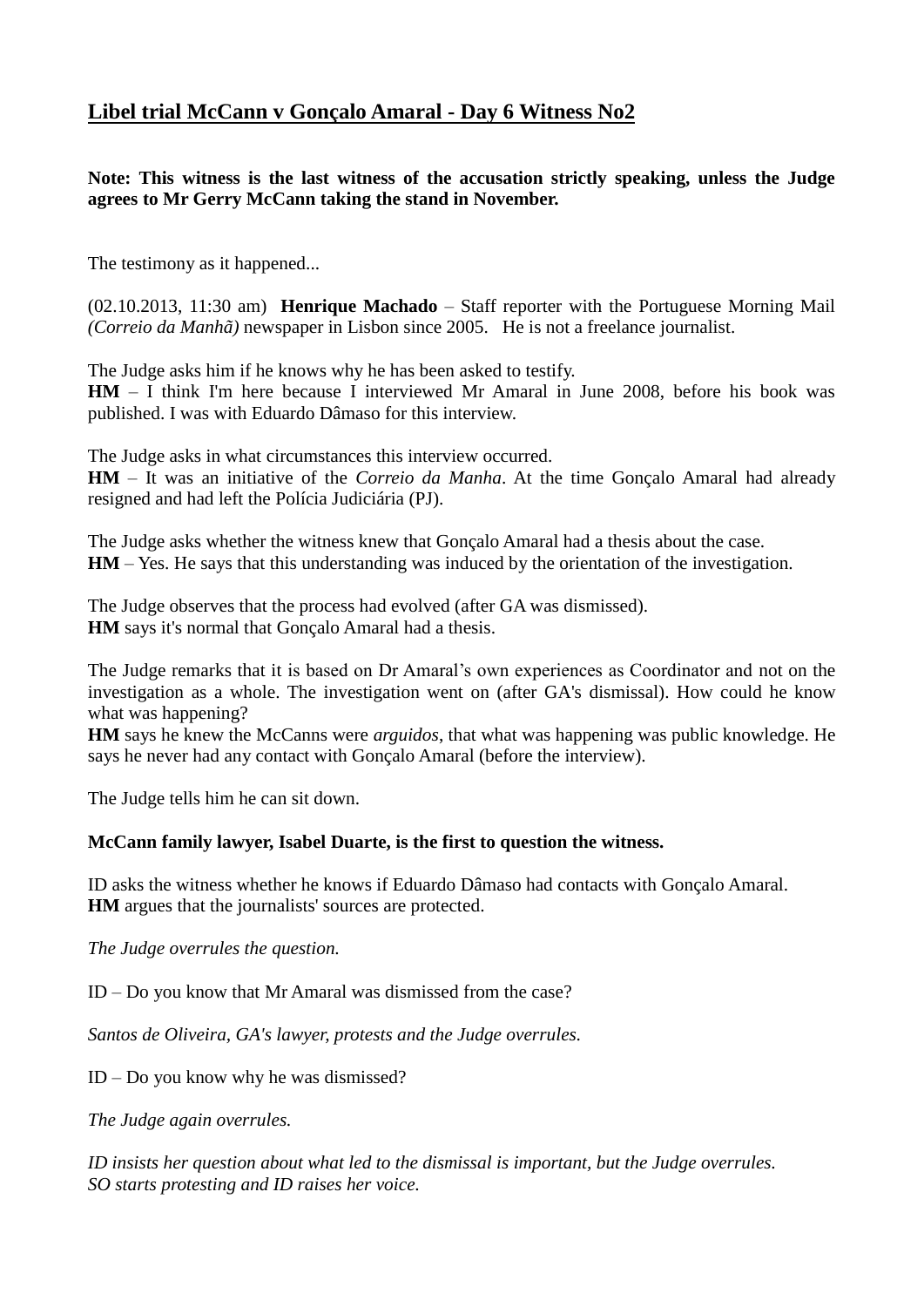# Libel trial McCann v Gonçalo Amaral - Day 6 Witness No2

**Note: This witness is the last witness of the accusation strictly speaking, unless the Judge agrees to Mr Gerry McCann taking the stand in November.**

The testimony as it happened...

(02.10.2013, 11:30 am) **Henrique Machado** – Staff reporter with the Portuguese Morning Mail *(Correio da Manhã)* newspaper in Lisbon since 2005. He is not a freelance journalist.

The Judge asks him if he knows why he has been asked to testify.
**HM** – I think I'm here because I interviewed Mr Amaral in June 2008, before his book was published. I was with Eduardo Dâmaso for this interview.

The Judge asks in what circumstances this interview occurred.
**HM** – It was an initiative of the *Correio da Manha*. At the time Gonçalo Amaral had already resigned and had left the Polícia Judiciária (PJ).

The Judge asks whether the witness knew that Gonçalo Amaral had a thesis about the case.
**HM** – Yes. He says that this understanding was induced by the orientation of the investigation.

The Judge observes that the process had evolved (after GA was dismissed).
**HM** says it's normal that Gonçalo Amaral had a thesis.

The Judge remarks that it is based on Dr Amaral's own experiences as Coordinator and not on the investigation as a whole. The investigation went on (after GA's dismissal). How could he know what was happening?
**HM** says he knew the McCanns were *arguidos*, that what was happening was public knowledge. He says he never had any contact with Gonçalo Amaral (before the interview).

The Judge tells him he can sit down.

**McCann family lawyer, Isabel Duarte, is the first to question the witness.**

ID asks the witness whether he knows if Eduardo Dâmaso had contacts with Gonçalo Amaral.
**HM** argues that the journalists' sources are protected.

*The Judge overrules the question.*

ID – Do you know that Mr Amaral was dismissed from the case?

*Santos de Oliveira, GA's lawyer, protests and the Judge overrules.*

ID – Do you know why he was dismissed?

*The Judge again overrules.*

*ID insists her question about what led to the dismissal is important, but the Judge overrules.*
*SO starts protesting and ID raises her voice.*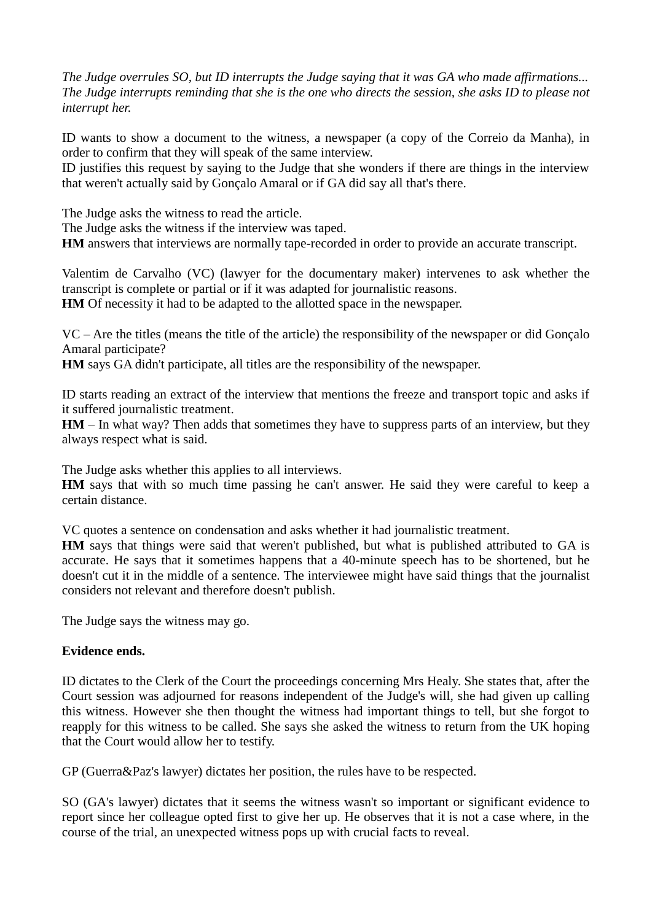*The Judge overrules SO, but ID interrupts the Judge saying that it was GA who made affirmations... The Judge interrupts reminding that she is the one who directs the session, she asks ID to please not interrupt her.*

ID wants to show a document to the witness, a newspaper (a copy of the Correio da Manha), in order to confirm that they will speak of the same interview.
ID justifies this request by saying to the Judge that she wonders if there are things in the interview that weren't actually said by Gonçalo Amaral or if GA did say all that's there.

The Judge asks the witness to read the article.
The Judge asks the witness if the interview was taped.
**HM** answers that interviews are normally tape-recorded in order to provide an accurate transcript.

Valentim de Carvalho (VC) (lawyer for the documentary maker) intervenes to ask whether the transcript is complete or partial or if it was adapted for journalistic reasons.
**HM** Of necessity it had to be adapted to the allotted space in the newspaper.

VC – Are the titles (means the title of the article) the responsibility of the newspaper or did Gonçalo Amaral participate?
**HM** says GA didn't participate, all titles are the responsibility of the newspaper.

ID starts reading an extract of the interview that mentions the freeze and transport topic and asks if it suffered journalistic treatment.
**HM** – In what way? Then adds that sometimes they have to suppress parts of an interview, but they always respect what is said.

The Judge asks whether this applies to all interviews.
**HM** says that with so much time passing he can't answer. He said they were careful to keep a certain distance.

VC quotes a sentence on condensation and asks whether it had journalistic treatment.
**HM** says that things were said that weren't published, but what is published attributed to GA is accurate. He says that it sometimes happens that a 40-minute speech has to be shortened, but he doesn't cut it in the middle of a sentence. The interviewee might have said things that the journalist considers not relevant and therefore doesn't publish.

The Judge says the witness may go.

**Evidence ends.**

ID dictates to the Clerk of the Court the proceedings concerning Mrs Healy. She states that, after the Court session was adjourned for reasons independent of the Judge's will, she had given up calling this witness. However she then thought the witness had important things to tell, but she forgot to reapply for this witness to be called. She says she asked the witness to return from the UK hoping that the Court would allow her to testify.

GP (Guerra&Paz's lawyer) dictates her position, the rules have to be respected.

SO (GA's lawyer) dictates that it seems the witness wasn't so important or significant evidence to report since her colleague opted first to give her up. He observes that it is not a case where, in the course of the trial, an unexpected witness pops up with crucial facts to reveal.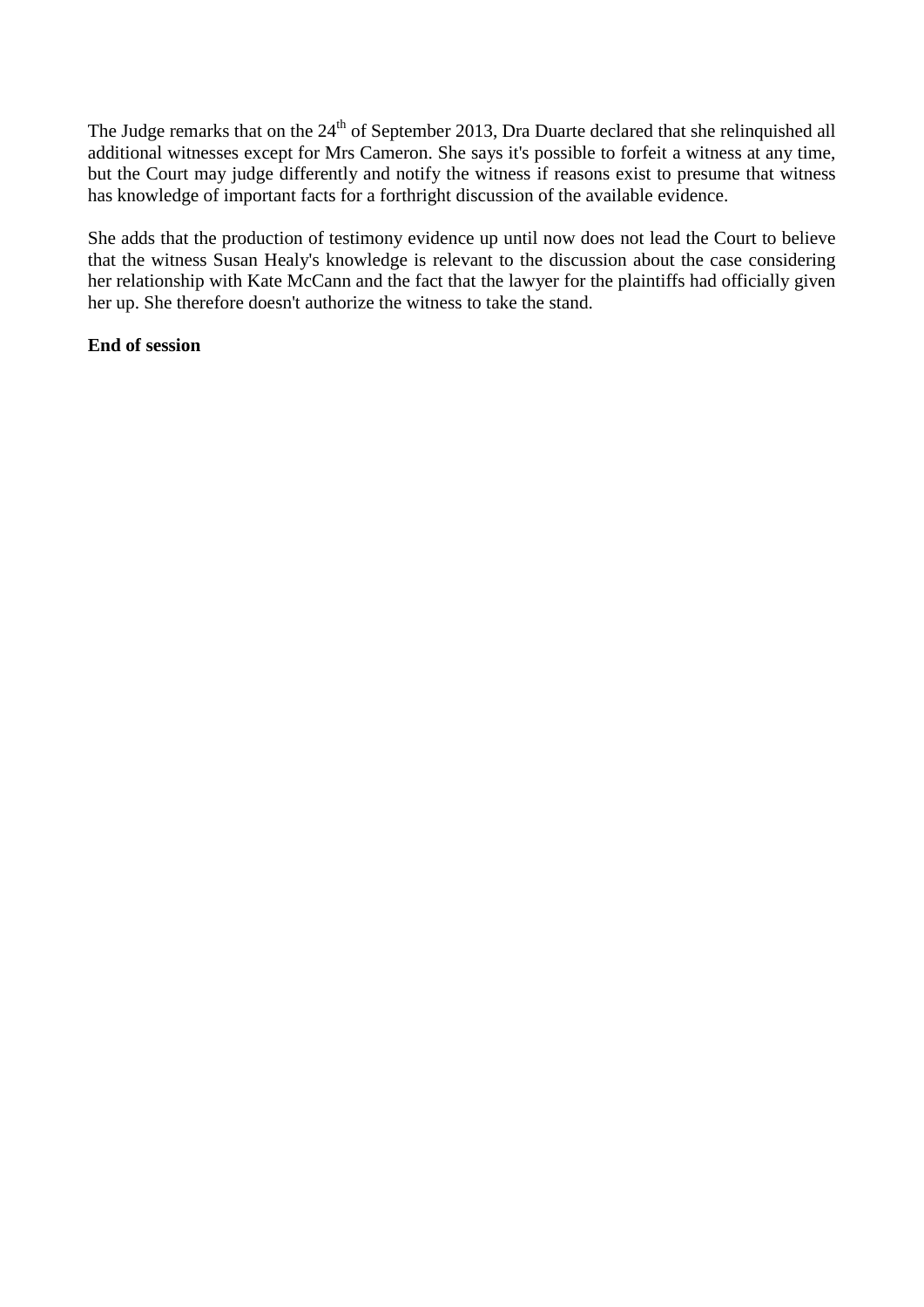The Judge remarks that on the 24th of September 2013, Dra Duarte declared that she relinquished all additional witnesses except for Mrs Cameron. She says it's possible to forfeit a witness at any time, but the Court may judge differently and notify the witness if reasons exist to presume that witness has knowledge of important facts for a forthright discussion of the available evidence.

She adds that the production of testimony evidence up until now does not lead the Court to believe that the witness Susan Healy's knowledge is relevant to the discussion about the case considering her relationship with Kate McCann and the fact that the lawyer for the plaintiffs had officially given her up. She therefore doesn't authorize the witness to take the stand.

**End of session**